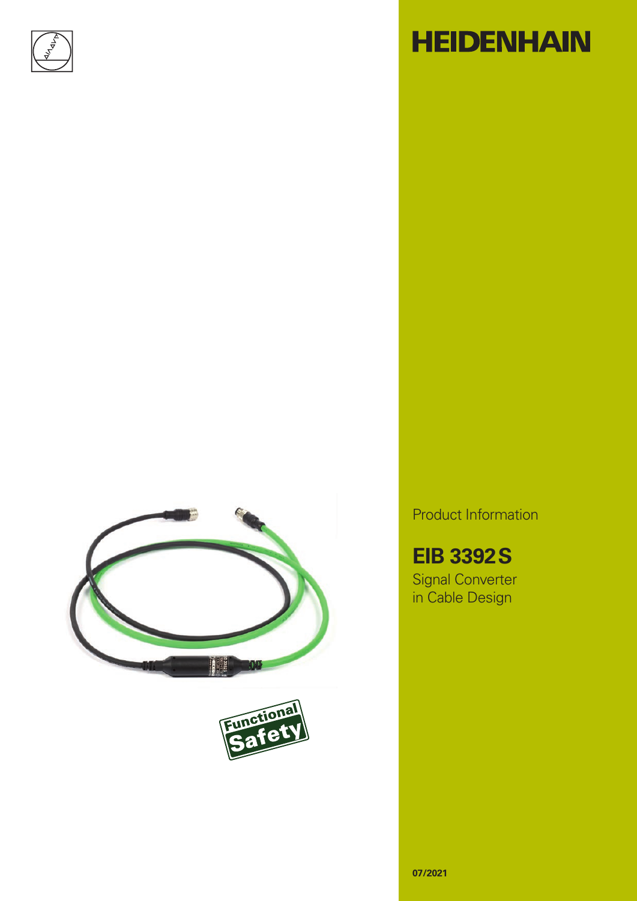# HEIDENHAIN

Product Information

## EIB 3392 S

Signal Converter
in Cable Design

Functional Safety

07/2021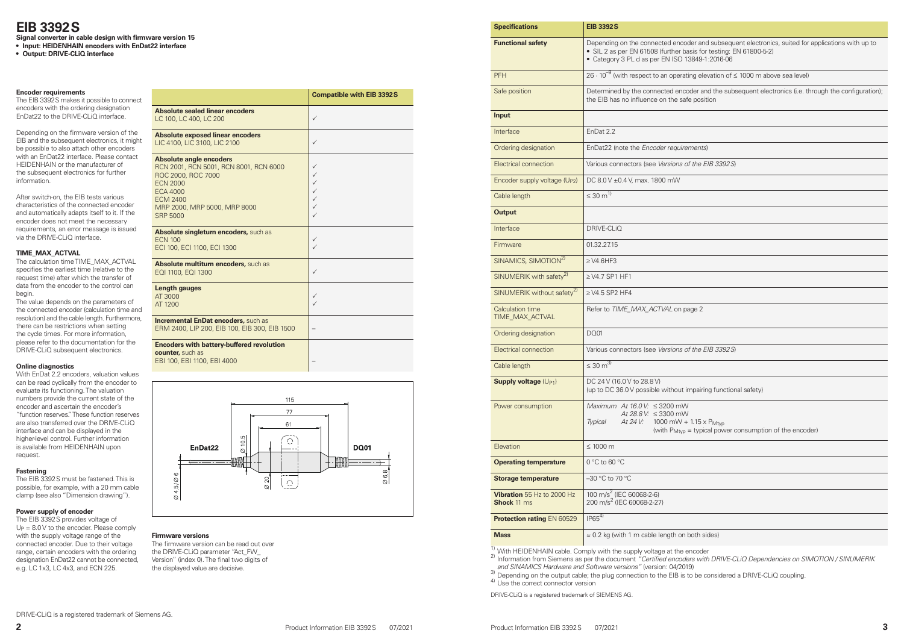# EIB 3392 S

**Signal converter in cable design with firmware version 15**

- **Input: HEIDENHAIN encoders with EnDat22 interface**
- **Output: DRIVE-CLiQ interface**

### Encoder requirements

The EIB 3392 S makes it possible to connect encoders with the ordering designation EnDat22 to the DRIVE-CLiQ interface.

Depending on the firmware version of the EIB and the subsequent electronics, it might be possible to also attach other encoders with an EnDat22 interface. Please contact HEIDENHAIN or the manufacturer of the subsequent electronics for further information.

After switch-on, the EIB tests various characteristics of the connected encoder and automatically adapts itself to it. If the encoder does not meet the necessary requirements, an error message is issued via the DRIVE-CLiQ interface.

### TIME_MAX_ACTVAL

The calculation time TIME_MAX_ACTVAL specifies the earliest time (relative to the request time) after which the transfer of data from the encoder to the control can begin.

The value depends on the parameters of the connected encoder (calculation time and resolution) and the cable length. Furthermore, there can be restrictions when setting the cycle times. For more information, please refer to the documentation for the DRIVE-CLiQ subsequent electronics.

### Online diagnostics

With EnDat 2.2 encoders, valuation values can be read cyclically from the encoder to evaluate its functioning. The valuation numbers provide the current state of the encoder and ascertain the encoder's "function reserves." These function reserves are also transferred over the DRIVE-CLiQ interface and can be displayed in the higher-level control. Further information is available from HEIDENHAIN upon request.

### Fastening

The EIB 3392 S must be fastened. This is possible, for example, with a 20 mm cable clamp (see also "Dimension drawing").

### Power supply of encoder

The EIB 3392 S provides voltage of $U_P$ = 8.0 V to the encoder. Please comply with the supply voltage range of the connected encoder. Due to their voltage range, certain encoders with the ordering designation EnDat22 cannot be connected, e.g. LC 1x3, LC 4x3, and ECN 225.

| | Compatible with EIB 3392 S |
|---|---|
| **Absolute sealed linear encoders**<br>LC 100, LC 400, LC 200 | ✓ |
| **Absolute exposed linear encoders**<br>LIC 4100, LIC 3100, LIC 2100 | ✓ |
| **Absolute angle encoders**<br>RCN 2001, RCN 5001, RCN 8001, RCN 6000<br>ROC 2000, ROC 7000<br>ECN 2000<br>ECA 4000<br>ECM 2400<br>MRP 2000, MRP 5000, MRP 8000<br>SRP 5000 | ✓<br>✓<br>✓<br>✓<br>✓<br>✓<br>✓ |
| **Absolute singleturn encoders,** such as<br>ECN 100<br>ECI 100, ECI 1100, ECI 1300 | ✓<br>✓ |
| **Absolute multiturn encoders,** such as<br>EQI 1100, EQI 1300 | ✓ |
| **Length gauges**<br>AT 3000<br>AT 1200 | ✓<br>✓ |
| **Incremental EnDat encoders,** such as<br>ERM 2400, LIP 200, EIB 100, EIB 300, EIB 1500 | – |
| **Encoders with battery-buffered revolution counter,** such as<br>EBI 100, EBI 1100, EBI 4000 | – |

EnDat22 — DQ01 — 115 — 77 — 61 — Ø 10.5 — Ø 4.5/Ø 6 — Ø 20 — Ø 6.8

### Firmware versions

The firmware version can be read out over the DRIVE-CLiQ parameter "Act_FW_Version" (index 0). The final two digits of the displayed value are decisive.

DRIVE-CLiQ is a registered trademark of Siemens AG.

| Specifications | EIB 3392 S |
|---|---|
| **Functional safety** | Depending on the connected encoder and subsequent electronics, suited for applications with up to<br>• SIL 2 as per EN 61508 (further basis for testing: EN 61800-5-2)<br>• Category 3 PL d as per EN ISO 13849-1:2016-06 |
| PFH | $26 \cdot 10^{-9}$ (with respect to an operating elevation of ≤ 1000 m above sea level) |
| Safe position | Determined by the connected encoder and the subsequent electronics (i.e. through the configuration); the EIB has no influence on the safe position |
| **Input** | |
| Interface | EnDat 2.2 |
| Ordering designation | EnDat22 (note the *Encoder requirements*) |
| Electrical connection | Various connectors (see *Versions of the EIB 3392 S*) |
| Encoder supply voltage ($U_{P2}$) | DC 8.0 V ±0.4 V, max. 1800 mW |
| Cable length | ≤ 30 m[1] |
| **Output** | |
| Interface | DRIVE-CLiQ |
| Firmware | 01.32.27.15 |
| SINAMICS, SIMOTION[2] | ≥ V4.6HF3 |
| SINUMERIK with safety[2] | ≥ V4.7 SP1 HF1 |
| SINUMERIK without safety[2] | ≥ V4.5 SP2 HF4 |
| Calculation time TIME_MAX_ACTVAL | Refer to *TIME_MAX_ACTVAL* on page 2 |
| Ordering designation | DQ01 |
| Electrical connection | Various connectors (see *Versions of the EIB 3392 S*) |
| Cable length | ≤ 30 m[3] |
| **Supply voltage** ($U_{P1}$) | DC 24 V (16.0 V to 28.8 V)<br>(up to DC 36.0 V possible without impairing functional safety) |
| Power consumption | *Maximum* *At 16.0 V:* ≤ 3200 mW<br>*At 28.8 V:* ≤ 3300 mW<br>*Typical* *At 24 V:* 1000 mW + 1.15 x $P_{Mtyp}$<br>(with $P_{Mtyp}$ = typical power consumption of the encoder) |
| Elevation | ≤ 1000 m |
| **Operating temperature** | 0 °C to 60 °C |
| **Storage temperature** | –30 °C to 70 °C |
| **Vibration** 55 Hz to 2000 Hz<br>**Shock** 11 ms | 100 $m/s^2$ (IEC 60068-2-6)<br>200 $m/s^2$ (IEC 60068-2-27) |
| **Protection rating** EN 60529 | IP65[4] |
| **Mass** | ≈ 0.2 kg (with 1 m cable length on both sides) |

[1] With HEIDENHAIN cable. Comply with the supply voltage at the encoder
[2] Information from Siemens as per the document *"Certified encoders with DRIVE-CLiQ Dependencies on SIMOTION / SINUMERIK and SINAMICS Hardware and Software versions"* (version: 04/2019)
[3] Depending on the output cable; the plug connection to the EIB is to be considered a DRIVE-CLiQ coupling.
[4] Use the correct connector version

DRIVE-CLiQ is a registered trademark of SIEMENS AG.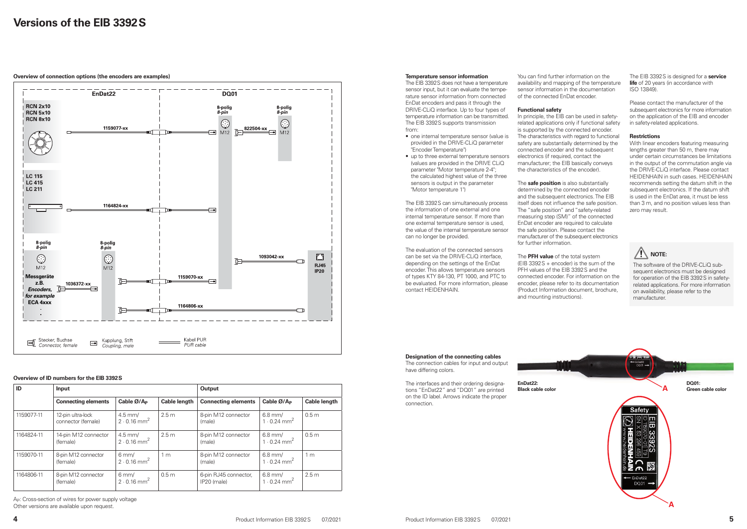# Versions of the EIB 3392 S

**Overview of connection options (the encoders are examples)**

EnDat22 | DQ01

RCN 2x10
RCN 5x10
RCN 8x10

1159077-xx

8-polig *8-pin* M12 — 822504-xx — 8-polig *8-pin* M12

LC 115
LC 415
LC 211

1164824-xx

8-polig *8-pin* M12

Messgeräte z.B. *Encoders, for example* ECA 4xxx

1036372-xx

8-polig *8-pin* M12

1093042-xx

RJ45 IP20

1159070-xx

1164806-xx

Stecker, Buchse *Connector, female*
Kupplung, Stift *Coupling, male*
Kabel PUR *PUR cable*

**Overview of ID numbers for the EIB 3392 S**

| ID | Input | | | Output | | |
|---|---|---|---|---|---|---|
| | Connecting elements | Cable Ø/$A_P$ | Cable length | Connecting elements | Cable Ø/$A_P$ | Cable length |
| 1159077-11 | 12-pin ultra-lock connector (female) | 4.5 mm/ $2 \cdot 0.16$ mm$^2$ | 2.5 m | 8-pin M12 connector (male) | 6.8 mm/ $1 \cdot 0.24$ mm$^2$ | 0.5 m |
| 1164824-11 | 14-pin M12 connector (female) | 4.5 mm/ $2 \cdot 0.16$ mm$^2$ | 2.5 m | 8-pin M12 connector (male) | 6.8 mm/ $1 \cdot 0.24$ mm$^2$ | 0.5 m |
| 1159070-11 | 8-pin M12 connector (female) | 6 mm/ $2 \cdot 0.16$ mm$^2$ | 1 m | 8-pin M12 connector (male) | 6.8 mm/ $1 \cdot 0.24$ mm$^2$ | 1 m |
| 1164806-11 | 8-pin M12 connector (female) | 6 mm/ $2 \cdot 0.16$ mm$^2$ | 0.5 m | 6-pin RJ45 connector, IP20 (male) | 6.8 mm/ $1 \cdot 0.24$ mm$^2$ | 2.5 m |

$A_P$: Cross-section of wires for power supply voltage
Other versions are available upon request.

**Temperature sensor information**
The EIB 3392 S does not have a temperature sensor input, but it can evaluate the temperature sensor information from connected EnDat encoders and pass it through the DRIVE-CLiQ interface. Up to four types of temperature information can be transmitted. The EIB 3392 S supports transmission from:

- one internal temperature sensor (value is provided in the DRIVE-CLiQ parameter "Encoder Temperature")
- up to three external temperature sensors (values are provided in the DRIVE CLiQ parameter "Motor temperature 2-4"; the calculated highest value of the three sensors is output in the parameter "Motor temperature 1")

The EIB 3392 S can simultaneously process the information of one external and one internal temperature sensor. If more than one external temperature sensor is used, the value of the internal temperature sensor can no longer be provided.

The evaluation of the connected sensors can be set via the DRIVE-CLiQ interface, depending on the settings of the EnDat encoder. This allows temperature sensors of types KTY 84-130, PT 1000, and PTC to be evaluated. For more information, please contact HEIDENHAIN.

You can find further information on the availability and mapping of the temperature sensor information in the documentation of the connected EnDat encoder.

**Functional safety**
In principle, the EIB can be used in safety-related applications only if functional safety is supported by the connected encoder. The characteristics with regard to functional safety are substantially determined by the connected encoder and the subsequent electronics (if required, contact the manufacturer; the EIB basically conveys the characteristics of the encoder).

The **safe position** is also substantially determined by the connected encoder and the subsequent electronics. The EIB itself does not influence the safe position. The "safe position" and "safety-related measuring step (SM)" of the connected EnDat encoder are required to calculate the safe position. Please contact the manufacturer of the subsequent electronics for further information.

The **PFH value** of the total system (EIB 3392 S + encoder) is the sum of the PFH values of the EIB 3392 S and the connected encoder. For information on the encoder, please refer to its documentation (Product Information document, brochure, and mounting instructions).

The EIB 3392 S is designed for a **service life** of 20 years (in accordance with ISO 13849).

Please contact the manufacturer of the subsequent electronics for more information on the application of the EIB and encoder in safety-related applications.

**Restrictions**
With linear encoders featuring measuring lengths greater than 50 m, there may under certain circumstances be limitations in the output of the commutation angle via the DRIVE-CLiQ interface. Please contact HEIDENHAIN in such cases. HEIDENHAIN recommends setting the datum shift in the subsequent electronics. If the datum shift is used in the EnDat area, it must be less than 3 m, and no position values less than zero may result.

**NOTE:**
The software of the DRIVE-CLiQ subsequent electronics must be designed for operation of the EIB 3392 S in safety-related applications. For more information on availability, please refer to the manufacturer.

**Designation of the connecting cables**
The connection cables for input and output have differing colors.

The interfaces and their ordering designations "EnDat22" and "DQ01" are printed on the ID label. Arrows indicate the proper connection.

EnDat22:
**Black cable color**

DQ01:
**Green cable color**

A

Safety
EIB 3392S
ID 1159070-01 T9
SN X 53 296 459
HEIDENHAIN
www.heidenhain.de
EnDat22
DQ01

A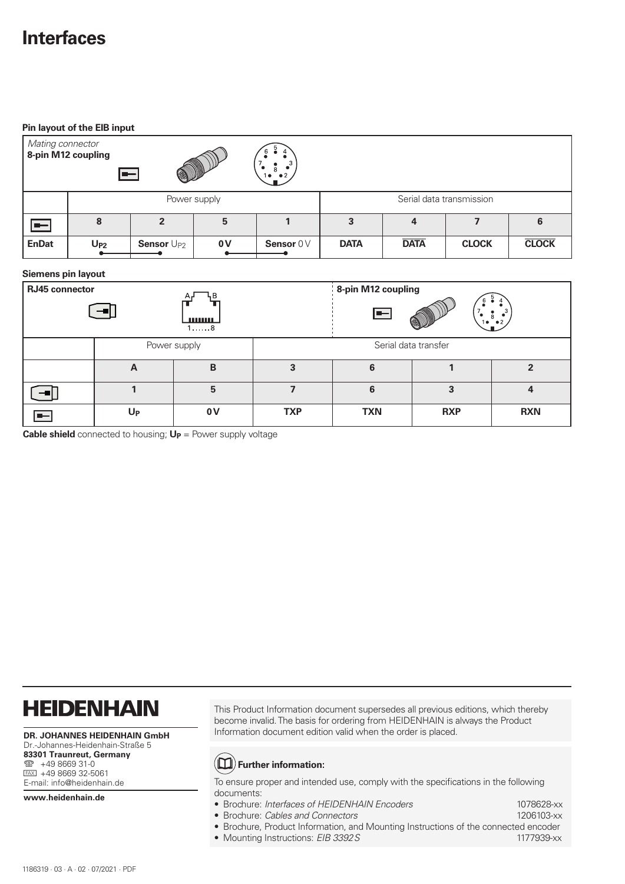# Interfaces

**Pin layout of the EIB input**

| *Mating connector* **8-pin M12 coupling** | | | | | | | | |
|---|---|---|---|---|---|---|---|---|
| | Power supply | | | | Serial data transmission | | | |
| | **8** | **2** | **5** | **1** | **3** | **4** | **7** | **6** |
| **EnDat** | $U_{P2}$ | **Sensor** $U_{P2}$ | **0 V** | **Sensor** 0 V | **DATA** | $\overline{\textbf{DATA}}$ | **CLOCK** | $\overline{\textbf{CLOCK}}$ |

**Siemens pin layout**

| **RJ45 connector** | | | **8-pin M12 coupling** | | |
|---|---|---|---|---|---|
| | Power supply | | Serial data transfer | | |
| | **A** | **B** | **3** | **6** | **1** | **2** |
| | **1** | **5** | **7** | **6** | **3** | **4** |
| | $U_P$ | **0 V** | **TXP** | **TXN** | **RXP** | **RXN** |

**Cable shield** connected to housing; $U_P$ = Power supply voltage

**HEIDENHAIN**

**DR. JOHANNES HEIDENHAIN GmbH**
Dr.-Johannes-Heidenhain-Straße 5
**83301 Traunreut, Germany**
+49 8669 31-0
FAX +49 8669 32-5061
E-mail: info@heidenhain.de

**www.heidenhain.de**

This Product Information document supersedes all previous editions, which thereby become invalid. The basis for ordering from HEIDENHAIN is always the Product Information document edition valid when the order is placed.

**Further information:**

To ensure proper and intended use, comply with the specifications in the following documents:

- Brochure: *Interfaces of HEIDENHAIN Encoders* 1078628-xx
- Brochure: *Cables and Connectors* 1206103-xx
- Brochure, Product Information, and Mounting Instructions of the connected encoder
- Mounting Instructions: *EIB 3392 S* 1177939-xx

1186319 · 03 · A · 02 · 07/2021 · PDF